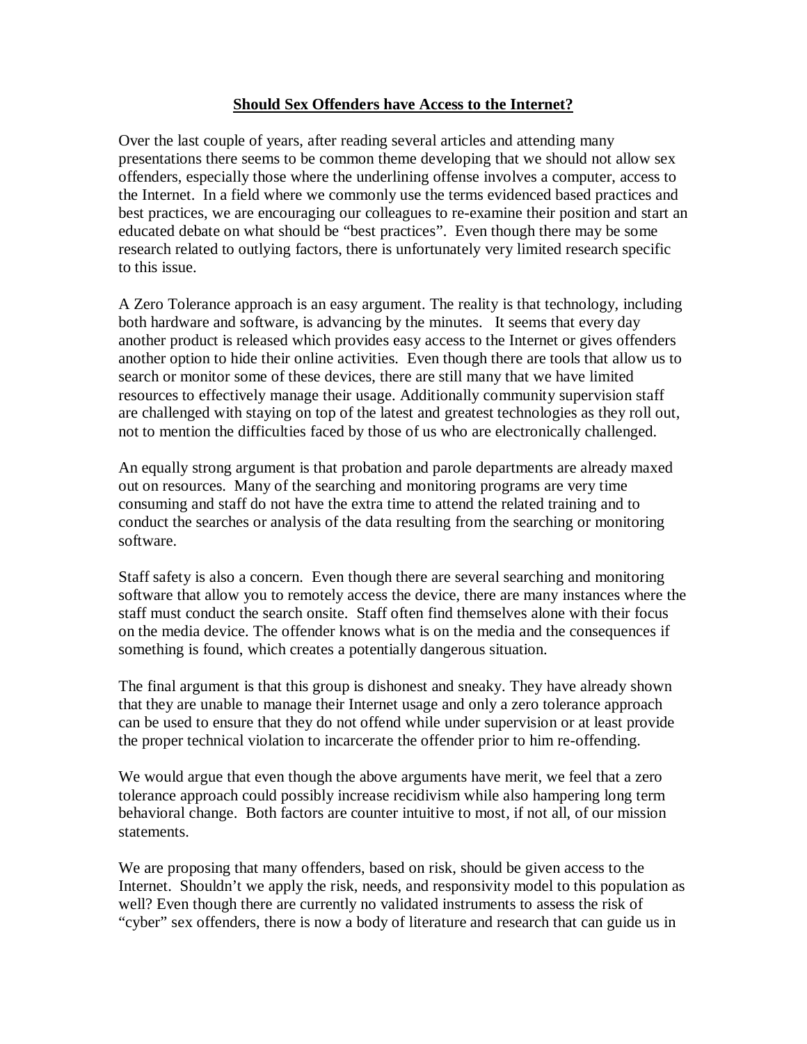# Should Sex Offenders have Access to the Internet?

Over the last couple of years, after reading several articles and attending many presentations there seems to be common theme developing that we should not allow sex offenders, especially those where the underlining offense involves a computer, access to the Internet. In a field where we commonly use the terms evidenced based practices and best practices, we are encouraging our colleagues to re-examine their position and start an educated debate on what should be "best practices". Even though there may be some research related to outlying factors, there is unfortunately very limited research specific to this issue.

A Zero Tolerance approach is an easy argument. The reality is that technology, including both hardware and software, is advancing by the minutes. It seems that every day another product is released which provides easy access to the Internet or gives offenders another option to hide their online activities. Even though there are tools that allow us to search or monitor some of these devices, there are still many that we have limited resources to effectively manage their usage. Additionally community supervision staff are challenged with staying on top of the latest and greatest technologies as they roll out, not to mention the difficulties faced by those of us who are electronically challenged.

An equally strong argument is that probation and parole departments are already maxed out on resources. Many of the searching and monitoring programs are very time consuming and staff do not have the extra time to attend the related training and to conduct the searches or analysis of the data resulting from the searching or monitoring software.

Staff safety is also a concern. Even though there are several searching and monitoring software that allow you to remotely access the device, there are many instances where the staff must conduct the search onsite. Staff often find themselves alone with their focus on the media device. The offender knows what is on the media and the consequences if something is found, which creates a potentially dangerous situation.

The final argument is that this group is dishonest and sneaky. They have already shown that they are unable to manage their Internet usage and only a zero tolerance approach can be used to ensure that they do not offend while under supervision or at least provide the proper technical violation to incarcerate the offender prior to him re-offending.

We would argue that even though the above arguments have merit, we feel that a zero tolerance approach could possibly increase recidivism while also hampering long term behavioral change. Both factors are counter intuitive to most, if not all, of our mission statements.

We are proposing that many offenders, based on risk, should be given access to the Internet. Shouldn't we apply the risk, needs, and responsivity model to this population as well? Even though there are currently no validated instruments to assess the risk of "cyber" sex offenders, there is now a body of literature and research that can guide us in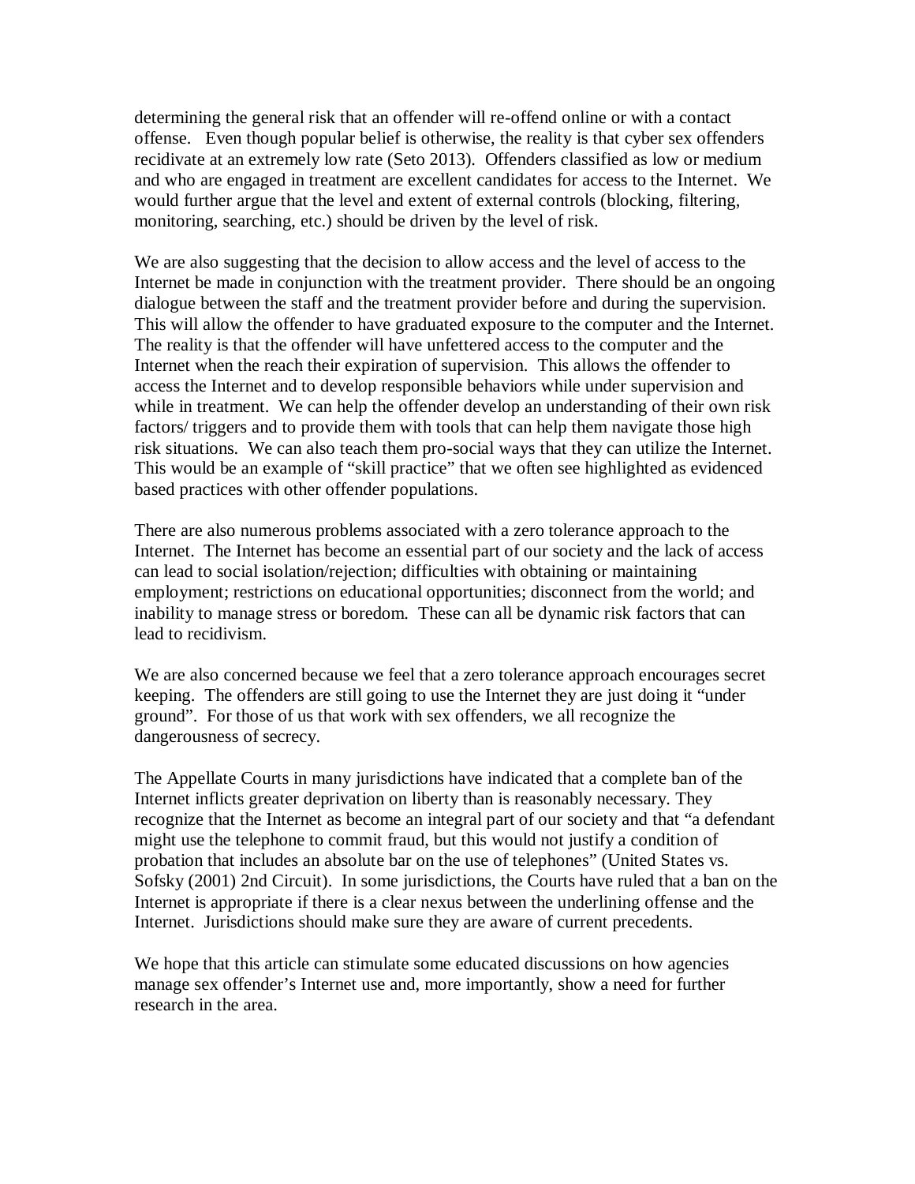determining the general risk that an offender will re-offend online or with a contact offense. Even though popular belief is otherwise, the reality is that cyber sex offenders recidivate at an extremely low rate (Seto 2013). Offenders classified as low or medium and who are engaged in treatment are excellent candidates for access to the Internet. We would further argue that the level and extent of external controls (blocking, filtering, monitoring, searching, etc.) should be driven by the level of risk.

We are also suggesting that the decision to allow access and the level of access to the Internet be made in conjunction with the treatment provider. There should be an ongoing dialogue between the staff and the treatment provider before and during the supervision. This will allow the offender to have graduated exposure to the computer and the Internet. The reality is that the offender will have unfettered access to the computer and the Internet when the reach their expiration of supervision. This allows the offender to access the Internet and to develop responsible behaviors while under supervision and while in treatment. We can help the offender develop an understanding of their own risk factors/ triggers and to provide them with tools that can help them navigate those high risk situations. We can also teach them pro-social ways that they can utilize the Internet. This would be an example of "skill practice" that we often see highlighted as evidenced based practices with other offender populations.

There are also numerous problems associated with a zero tolerance approach to the Internet. The Internet has become an essential part of our society and the lack of access can lead to social isolation/rejection; difficulties with obtaining or maintaining employment; restrictions on educational opportunities; disconnect from the world; and inability to manage stress or boredom. These can all be dynamic risk factors that can lead to recidivism.

We are also concerned because we feel that a zero tolerance approach encourages secret keeping. The offenders are still going to use the Internet they are just doing it "under ground". For those of us that work with sex offenders, we all recognize the dangerousness of secrecy.

The Appellate Courts in many jurisdictions have indicated that a complete ban of the Internet inflicts greater deprivation on liberty than is reasonably necessary. They recognize that the Internet as become an integral part of our society and that "a defendant might use the telephone to commit fraud, but this would not justify a condition of probation that includes an absolute bar on the use of telephones" (United States vs. Sofsky (2001) 2nd Circuit). In some jurisdictions, the Courts have ruled that a ban on the Internet is appropriate if there is a clear nexus between the underlining offense and the Internet. Jurisdictions should make sure they are aware of current precedents.

We hope that this article can stimulate some educated discussions on how agencies manage sex offender's Internet use and, more importantly, show a need for further research in the area.